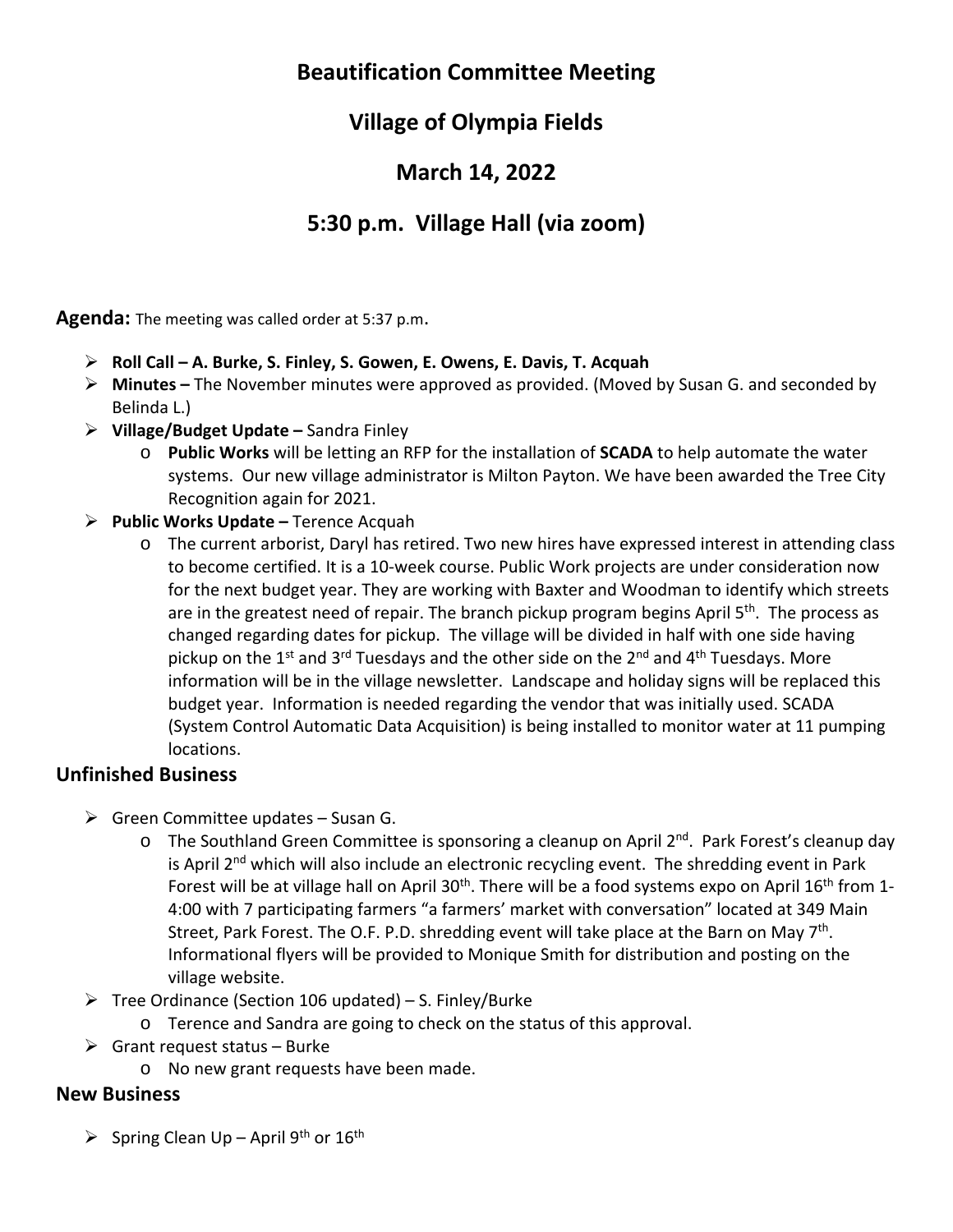# Beautification Committee Meeting

## Village of Olympia Fields

## March 14, 2022

## 5:30 p.m. Village Hall (via zoom)

**Agenda:** The meeting was called order at 5:37 p.m.

- **Roll Call – A. Burke, S. Finley, S. Gowen, E. Owens, E. Davis, T. Acquah**
- **Minutes –** The November minutes were approved as provided. (Moved by Susan G. and seconded by Belinda L.)
- **Village/Budget Update –** Sandra Finley
  - **Public Works** will be letting an RFP for the installation of **SCADA** to help automate the water systems. Our new village administrator is Milton Payton. We have been awarded the Tree City Recognition again for 2021.
- **Public Works Update –** Terence Acquah
  - The current arborist, Daryl has retired. Two new hires have expressed interest in attending class to become certified. It is a 10-week course. Public Work projects are under consideration now for the next budget year. They are working with Baxter and Woodman to identify which streets are in the greatest need of repair. The branch pickup program begins April 5th. The process as changed regarding dates for pickup. The village will be divided in half with one side having pickup on the 1st and 3rd Tuesdays and the other side on the 2nd and 4th Tuesdays. More information will be in the village newsletter. Landscape and holiday signs will be replaced this budget year. Information is needed regarding the vendor that was initially used. SCADA (System Control Automatic Data Acquisition) is being installed to monitor water at 11 pumping locations.

## Unfinished Business

- Green Committee updates – Susan G.
  - The Southland Green Committee is sponsoring a cleanup on April 2nd. Park Forest's cleanup day is April 2nd which will also include an electronic recycling event. The shredding event in Park Forest will be at village hall on April 30th. There will be a food systems expo on April 16th from 1-4:00 with 7 participating farmers "a farmers' market with conversation" located at 349 Main Street, Park Forest. The O.F. P.D. shredding event will take place at the Barn on May 7th. Informational flyers will be provided to Monique Smith for distribution and posting on the village website.
- Tree Ordinance (Section 106 updated) – S. Finley/Burke
  - Terence and Sandra are going to check on the status of this approval.
- Grant request status – Burke
  - No new grant requests have been made.

## New Business

- Spring Clean Up – April 9th or 16th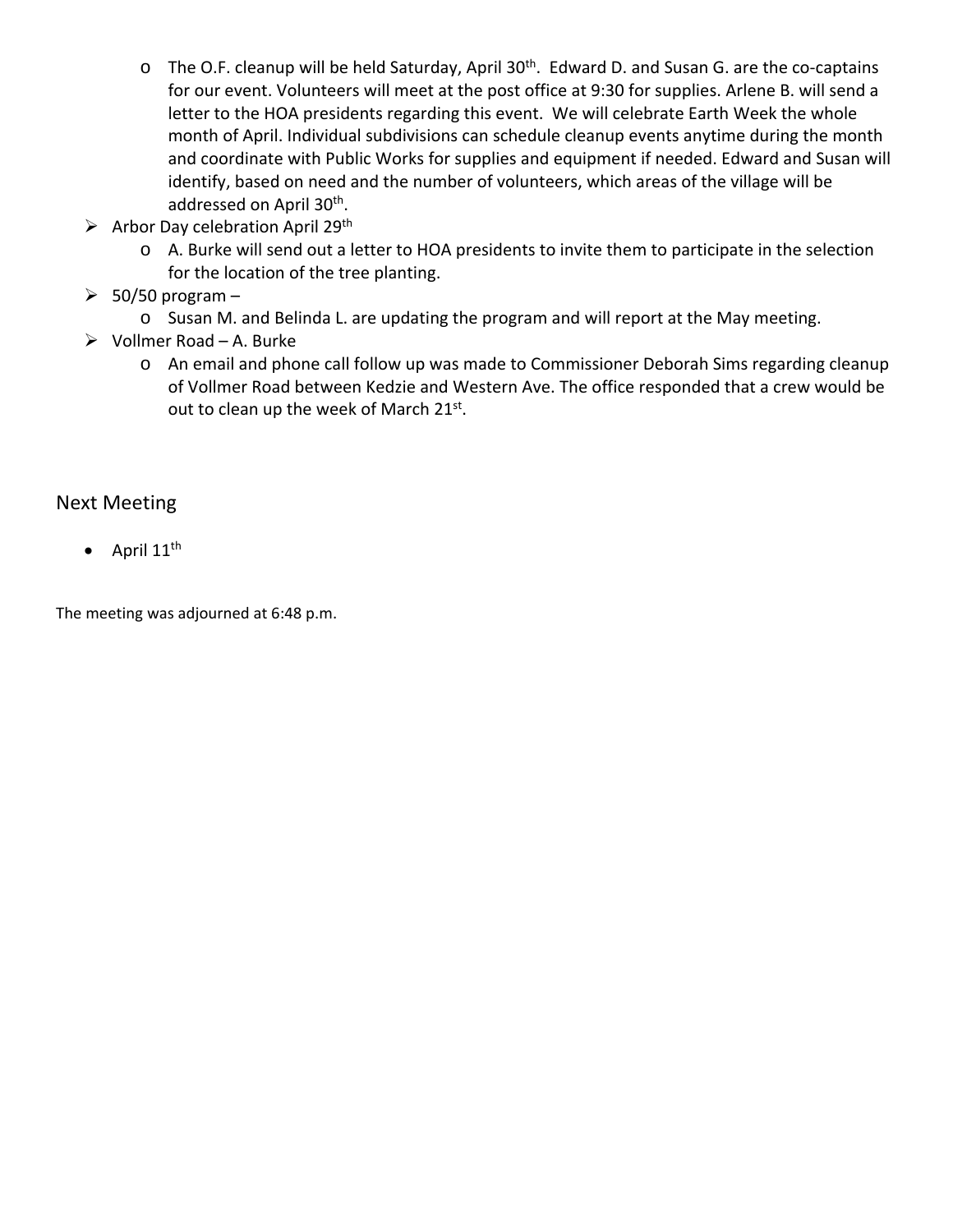- The O.F. cleanup will be held Saturday, April 30th. Edward D. and Susan G. are the co-captains for our event. Volunteers will meet at the post office at 9:30 for supplies. Arlene B. will send a letter to the HOA presidents regarding this event. We will celebrate Earth Week the whole month of April. Individual subdivisions can schedule cleanup events anytime during the month and coordinate with Public Works for supplies and equipment if needed. Edward and Susan will identify, based on need and the number of volunteers, which areas of the village will be addressed on April 30th.
- Arbor Day celebration April 29th
  - A. Burke will send out a letter to HOA presidents to invite them to participate in the selection for the location of the tree planting.
- 50/50 program –
  - Susan M. and Belinda L. are updating the program and will report at the May meeting.
- Vollmer Road – A. Burke
  - An email and phone call follow up was made to Commissioner Deborah Sims regarding cleanup of Vollmer Road between Kedzie and Western Ave. The office responded that a crew would be out to clean up the week of March 21st.

## Next Meeting

- April 11th

The meeting was adjourned at 6:48 p.m.